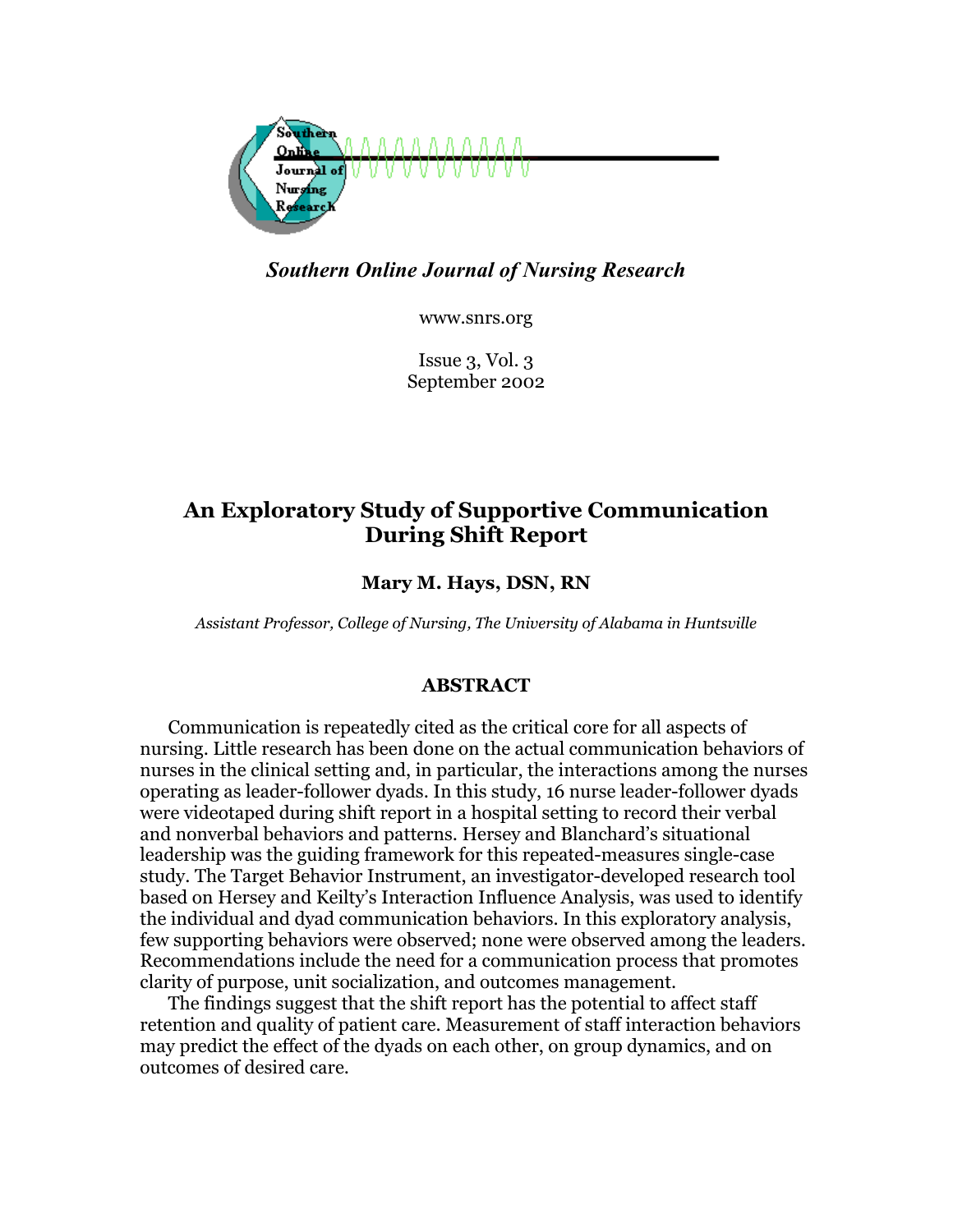*Southern Online Journal of Nursing Research*

www.snrs.org

Issue 3, Vol. 3
September 2002

# An Exploratory Study of Supportive Communication During Shift Report

**Mary M. Hays, DSN, RN**

*Assistant Professor, College of Nursing, The University of Alabama in Huntsville*

## ABSTRACT

Communication is repeatedly cited as the critical core for all aspects of nursing. Little research has been done on the actual communication behaviors of nurses in the clinical setting and, in particular, the interactions among the nurses operating as leader-follower dyads. In this study, 16 nurse leader-follower dyads were videotaped during shift report in a hospital setting to record their verbal and nonverbal behaviors and patterns. Hersey and Blanchard's situational leadership was the guiding framework for this repeated-measures single-case study. The Target Behavior Instrument, an investigator-developed research tool based on Hersey and Keilty's Interaction Influence Analysis, was used to identify the individual and dyad communication behaviors. In this exploratory analysis, few supporting behaviors were observed; none were observed among the leaders. Recommendations include the need for a communication process that promotes clarity of purpose, unit socialization, and outcomes management.

The findings suggest that the shift report has the potential to affect staff retention and quality of patient care. Measurement of staff interaction behaviors may predict the effect of the dyads on each other, on group dynamics, and on outcomes of desired care.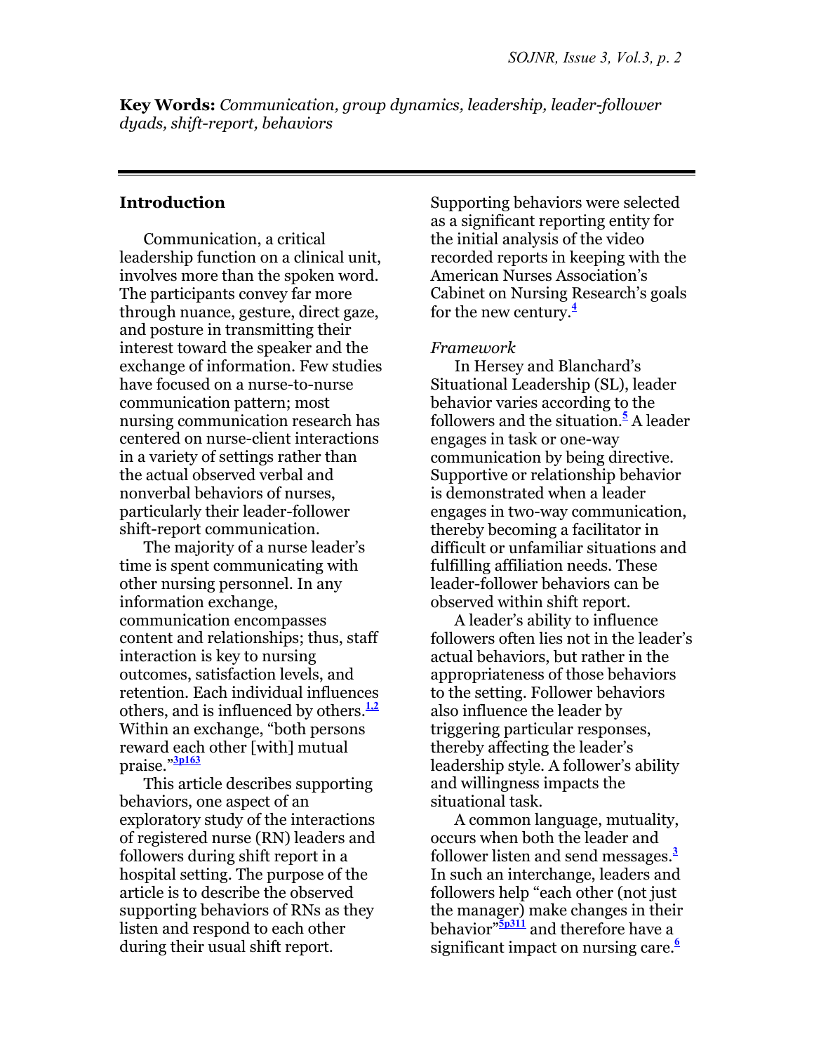**Key Words:** *Communication, group dynamics, leadership, leader-follower dyads, shift-report, behaviors*

## Introduction

Communication, a critical leadership function on a clinical unit, involves more than the spoken word. The participants convey far more through nuance, gesture, direct gaze, and posture in transmitting their interest toward the speaker and the exchange of information. Few studies have focused on a nurse-to-nurse communication pattern; most nursing communication research has centered on nurse-client interactions in a variety of settings rather than the actual observed verbal and nonverbal behaviors of nurses, particularly their leader-follower shift-report communication.

The majority of a nurse leader's time is spent communicating with other nursing personnel. In any information exchange, communication encompasses content and relationships; thus, staff interaction is key to nursing outcomes, satisfaction levels, and retention. Each individual influences others, and is influenced by others.[1,2] Within an exchange, "both persons reward each other [with] mutual praise."[3p163]

This article describes supporting behaviors, one aspect of an exploratory study of the interactions of registered nurse (RN) leaders and followers during shift report in a hospital setting. The purpose of the article is to describe the observed supporting behaviors of RNs as they listen and respond to each other during their usual shift report. Supporting behaviors were selected as a significant reporting entity for the initial analysis of the video recorded reports in keeping with the American Nurses Association's Cabinet on Nursing Research's goals for the new century.[4]

### *Framework*

In Hersey and Blanchard's Situational Leadership (SL), leader behavior varies according to the followers and the situation.[5] A leader engages in task or one-way communication by being directive. Supportive or relationship behavior is demonstrated when a leader engages in two-way communication, thereby becoming a facilitator in difficult or unfamiliar situations and fulfilling affiliation needs. These leader-follower behaviors can be observed within shift report.

A leader's ability to influence followers often lies not in the leader's actual behaviors, but rather in the appropriateness of those behaviors to the setting. Follower behaviors also influence the leader by triggering particular responses, thereby affecting the leader's leadership style. A follower's ability and willingness impacts the situational task.

A common language, mutuality, occurs when both the leader and follower listen and send messages.[3] In such an interchange, leaders and followers help "each other (not just the manager) make changes in their behavior"[5p311] and therefore have a significant impact on nursing care.[6]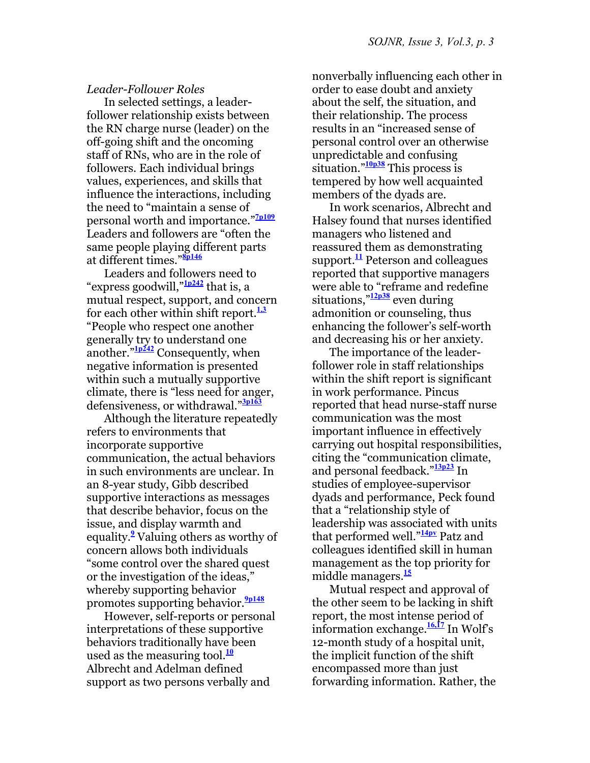*Leader-Follower Roles*

In selected settings, a leader-follower relationship exists between the RN charge nurse (leader) on the off-going shift and the oncoming staff of RNs, who are in the role of followers. Each individual brings values, experiences, and skills that influence the interactions, including the need to "maintain a sense of personal worth and importance."[7p109] Leaders and followers are "often the same people playing different parts at different times."[8p146]

Leaders and followers need to "express goodwill,"[1p242] that is, a mutual respect, support, and concern for each other within shift report.[1,3] "People who respect one another generally try to understand one another."[1p242] Consequently, when negative information is presented within such a mutually supportive climate, there is "less need for anger, defensiveness, or withdrawal."[3p163]

Although the literature repeatedly refers to environments that incorporate supportive communication, the actual behaviors in such environments are unclear. In an 8-year study, Gibb described supportive interactions as messages that describe behavior, focus on the issue, and display warmth and equality.[9] Valuing others as worthy of concern allows both individuals "some control over the shared quest or the investigation of the ideas," whereby supporting behavior promotes supporting behavior.[9p148]

However, self-reports or personal interpretations of these supportive behaviors traditionally have been used as the measuring tool.[10] Albrecht and Adelman defined support as two persons verbally and nonverbally influencing each other in order to ease doubt and anxiety about the self, the situation, and their relationship. The process results in an "increased sense of personal control over an otherwise unpredictable and confusing situation."[10p38] This process is tempered by how well acquainted members of the dyads are.

In work scenarios, Albrecht and Halsey found that nurses identified managers who listened and reassured them as demonstrating support.[11] Peterson and colleagues reported that supportive managers were able to "reframe and redefine situations,"[12p38] even during admonition or counseling, thus enhancing the follower's self-worth and decreasing his or her anxiety.

The importance of the leader-follower role in staff relationships within the shift report is significant in work performance. Pincus reported that head nurse-staff nurse communication was the most important influence in effectively carrying out hospital responsibilities, citing the "communication climate, and personal feedback."[13p23] In studies of employee-supervisor dyads and performance, Peck found that a "relationship style of leadership was associated with units that performed well."[14pv] Patz and colleagues identified skill in human management as the top priority for middle managers.[15]

Mutual respect and approval of the other seem to be lacking in shift report, the most intense period of information exchange.[16,17] In Wolf's 12-month study of a hospital unit, the implicit function of the shift encompassed more than just forwarding information. Rather, the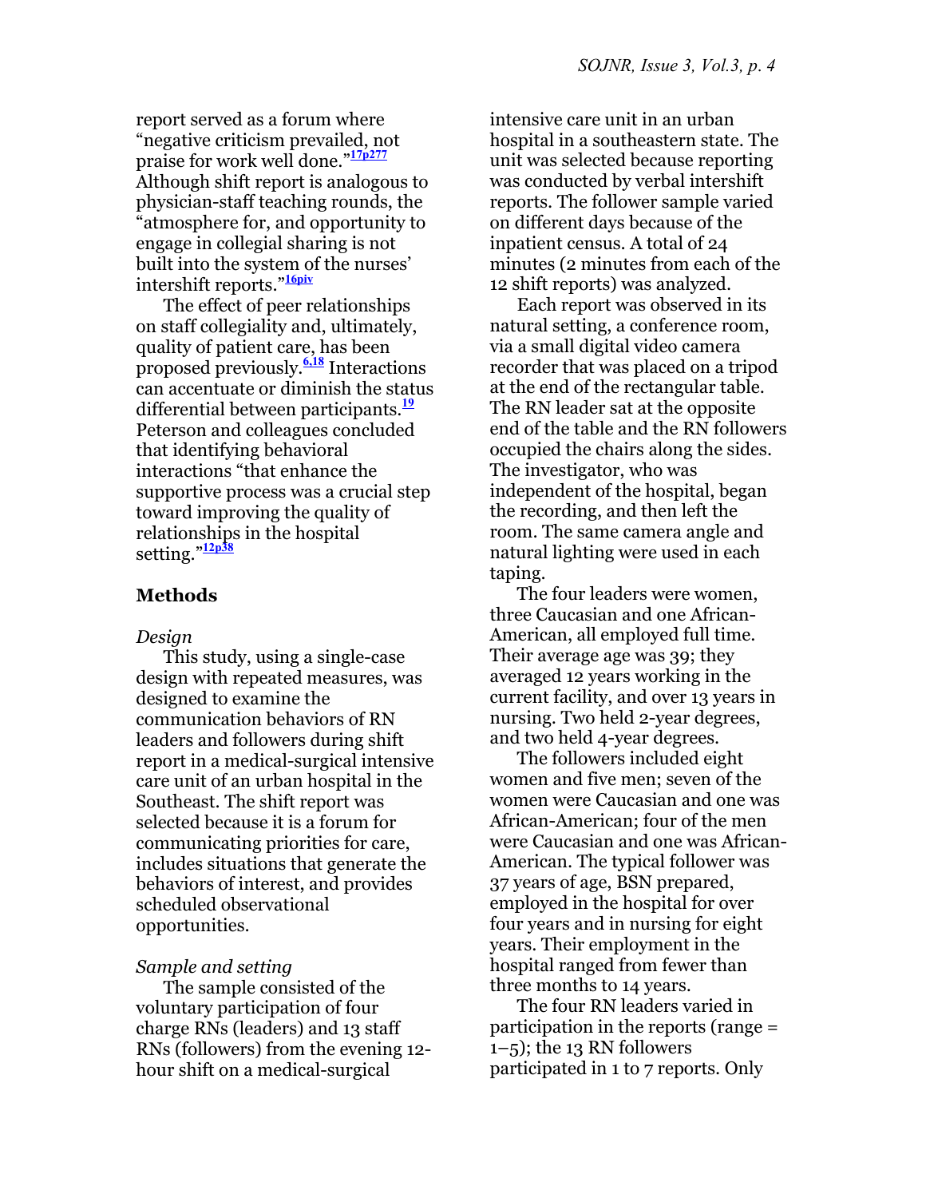report served as a forum where "negative criticism prevailed, not praise for work well done."[17p277] Although shift report is analogous to physician-staff teaching rounds, the "atmosphere for, and opportunity to engage in collegial sharing is not built into the system of the nurses' intershift reports."[16piv]

The effect of peer relationships on staff collegiality and, ultimately, quality of patient care, has been proposed previously.[6,18] Interactions can accentuate or diminish the status differential between participants.[19] Peterson and colleagues concluded that identifying behavioral interactions "that enhance the supportive process was a crucial step toward improving the quality of relationships in the hospital setting."[12p38]

## Methods

*Design*

This study, using a single-case design with repeated measures, was designed to examine the communication behaviors of RN leaders and followers during shift report in a medical-surgical intensive care unit of an urban hospital in the Southeast. The shift report was selected because it is a forum for communicating priorities for care, includes situations that generate the behaviors of interest, and provides scheduled observational opportunities.

*Sample and setting*

The sample consisted of the voluntary participation of four charge RNs (leaders) and 13 staff RNs (followers) from the evening 12-hour shift on a medical-surgical intensive care unit in an urban hospital in a southeastern state. The unit was selected because reporting was conducted by verbal intershift reports. The follower sample varied on different days because of the inpatient census. A total of 24 minutes (2 minutes from each of the 12 shift reports) was analyzed.

Each report was observed in its natural setting, a conference room, via a small digital video camera recorder that was placed on a tripod at the end of the rectangular table. The RN leader sat at the opposite end of the table and the RN followers occupied the chairs along the sides. The investigator, who was independent of the hospital, began the recording, and then left the room. The same camera angle and natural lighting were used in each taping.

The four leaders were women, three Caucasian and one African-American, all employed full time. Their average age was 39; they averaged 12 years working in the current facility, and over 13 years in nursing. Two held 2-year degrees, and two held 4-year degrees.

The followers included eight women and five men; seven of the women were Caucasian and one was African-American; four of the men were Caucasian and one was African-American. The typical follower was 37 years of age, BSN prepared, employed in the hospital for over four years and in nursing for eight years. Their employment in the hospital ranged from fewer than three months to 14 years.

The four RN leaders varied in participation in the reports (range = 1–5); the 13 RN followers participated in 1 to 7 reports. Only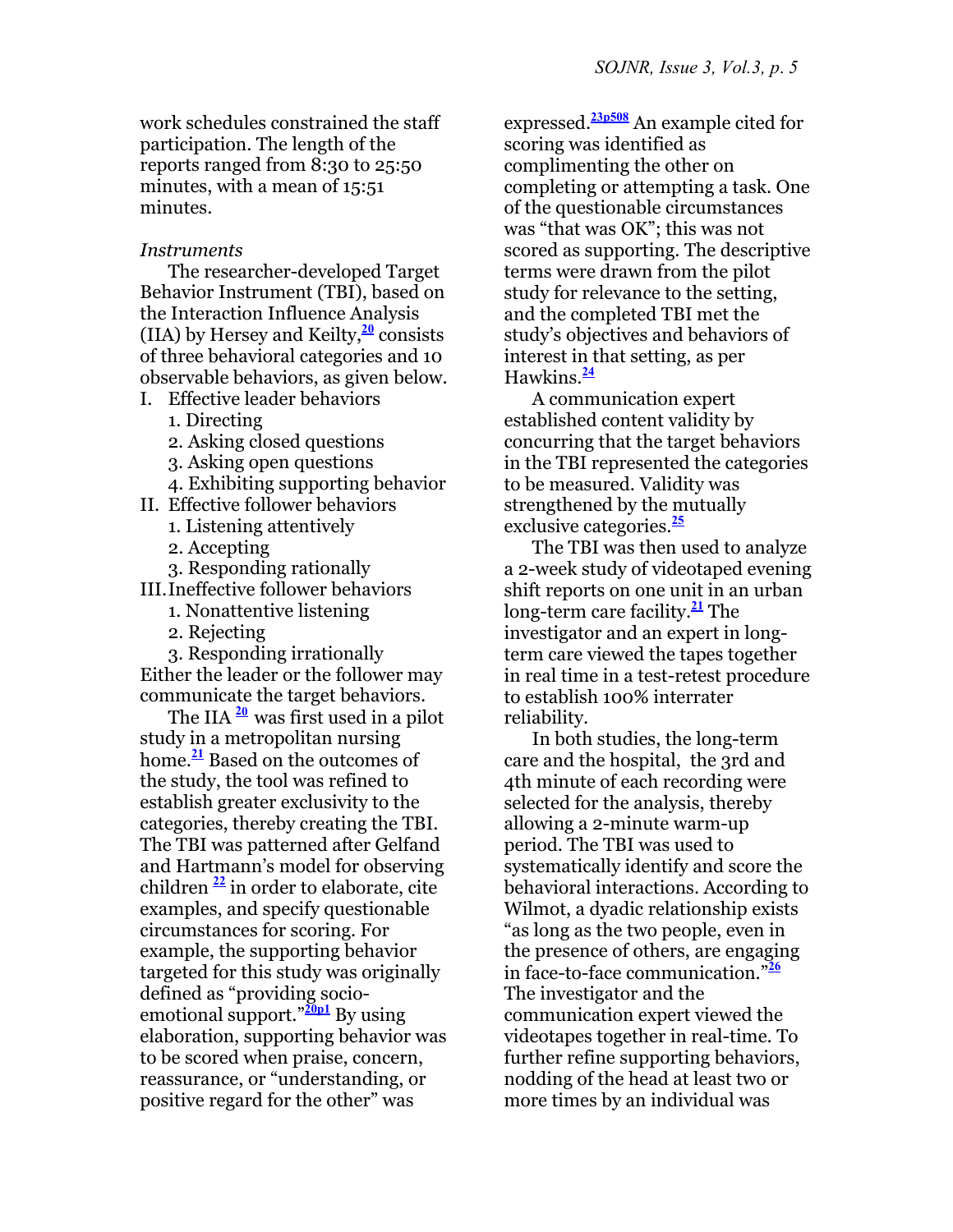work schedules constrained the staff participation. The length of the reports ranged from 8:30 to 25:50 minutes, with a mean of 15:51 minutes.

*Instruments*

The researcher-developed Target Behavior Instrument (TBI), based on the Interaction Influence Analysis (IIA) by Hersey and Keilty,[20] consists of three behavioral categories and 10 observable behaviors, as given below.

I. Effective leader behaviors
   1. Directing
   2. Asking closed questions
   3. Asking open questions
   4. Exhibiting supporting behavior
II. Effective follower behaviors
   1. Listening attentively
   2. Accepting
   3. Responding rationally
III. Ineffective follower behaviors
   1. Nonattentive listening
   2. Rejecting
   3. Responding irrationally

Either the leader or the follower may communicate the target behaviors.

The IIA [20] was first used in a pilot study in a metropolitan nursing home.[21] Based on the outcomes of the study, the tool was refined to establish greater exclusivity to the categories, thereby creating the TBI. The TBI was patterned after Gelfand and Hartmann's model for observing children [22] in order to elaborate, cite examples, and specify questionable circumstances for scoring. For example, the supporting behavior targeted for this study was originally defined as "providing socio-emotional support."[20p1] By using elaboration, supporting behavior was to be scored when praise, concern, reassurance, or "understanding, or positive regard for the other" was expressed.[23p508] An example cited for scoring was identified as complimenting the other on completing or attempting a task. One of the questionable circumstances was "that was OK"; this was not scored as supporting. The descriptive terms were drawn from the pilot study for relevance to the setting, and the completed TBI met the study's objectives and behaviors of interest in that setting, as per Hawkins.[24]

A communication expert established content validity by concurring that the target behaviors in the TBI represented the categories to be measured. Validity was strengthened by the mutually exclusive categories.[25]

The TBI was then used to analyze a 2-week study of videotaped evening shift reports on one unit in an urban long-term care facility.[21] The investigator and an expert in long-term care viewed the tapes together in real time in a test-retest procedure to establish 100% interrater reliability.

In both studies, the long-term care and the hospital, the 3rd and 4th minute of each recording were selected for the analysis, thereby allowing a 2-minute warm-up period. The TBI was used to systematically identify and score the behavioral interactions. According to Wilmot, a dyadic relationship exists "as long as the two people, even in the presence of others, are engaging in face-to-face communication."[26] The investigator and the communication expert viewed the videotapes together in real-time. To further refine supporting behaviors, nodding of the head at least two or more times by an individual was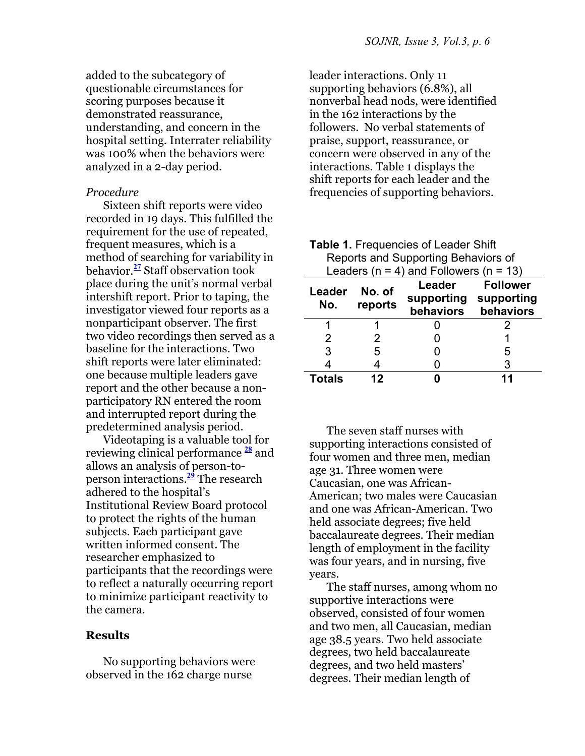added to the subcategory of questionable circumstances for scoring purposes because it demonstrated reassurance, understanding, and concern in the hospital setting. Interrater reliability was 100% when the behaviors were analyzed in a 2-day period.

*Procedure*

Sixteen shift reports were video recorded in 19 days. This fulfilled the requirement for the use of repeated, frequent measures, which is a method of searching for variability in behavior.[27] Staff observation took place during the unit's normal verbal intershift report. Prior to taping, the investigator viewed four reports as a nonparticipant observer. The first two video recordings then served as a baseline for the interactions. Two shift reports were later eliminated: one because multiple leaders gave report and the other because a non-participatory RN entered the room and interrupted report during the predetermined analysis period.

Videotaping is a valuable tool for reviewing clinical performance [28] and allows an analysis of person-to-person interactions.[29] The research adhered to the hospital's Institutional Review Board protocol to protect the rights of the human subjects. Each participant gave written informed consent. The researcher emphasized to participants that the recordings were to reflect a naturally occurring report to minimize participant reactivity to the camera.

## Results

No supporting behaviors were observed in the 162 charge nurse leader interactions. Only 11 supporting behaviors (6.8%), all nonverbal head nods, were identified in the 162 interactions by the followers. No verbal statements of praise, support, reassurance, or concern were observed in any of the interactions. Table 1 displays the shift reports for each leader and the frequencies of supporting behaviors.

**Table 1.** Frequencies of Leader Shift Reports and Supporting Behaviors of Leaders (n = 4) and Followers (n = 13)

| Leader No. | No. of reports | Leader supporting behaviors | Follower supporting behaviors |
|---|---|---|---|
| 1 | 1 | 0 | 2 |
| 2 | 2 | 0 | 1 |
| 3 | 5 | 0 | 5 |
| 4 | 4 | 0 | 3 |
| **Totals** | **12** | **0** | **11** |

The seven staff nurses with supporting interactions consisted of four women and three men, median age 31. Three women were Caucasian, one was African-American; two males were Caucasian and one was African-American. Two held associate degrees; five held baccalaureate degrees. Their median length of employment in the facility was four years, and in nursing, five years.

The staff nurses, among whom no supportive interactions were observed, consisted of four women and two men, all Caucasian, median age 38.5 years. Two held associate degrees, two held baccalaureate degrees, and two held masters' degrees. Their median length of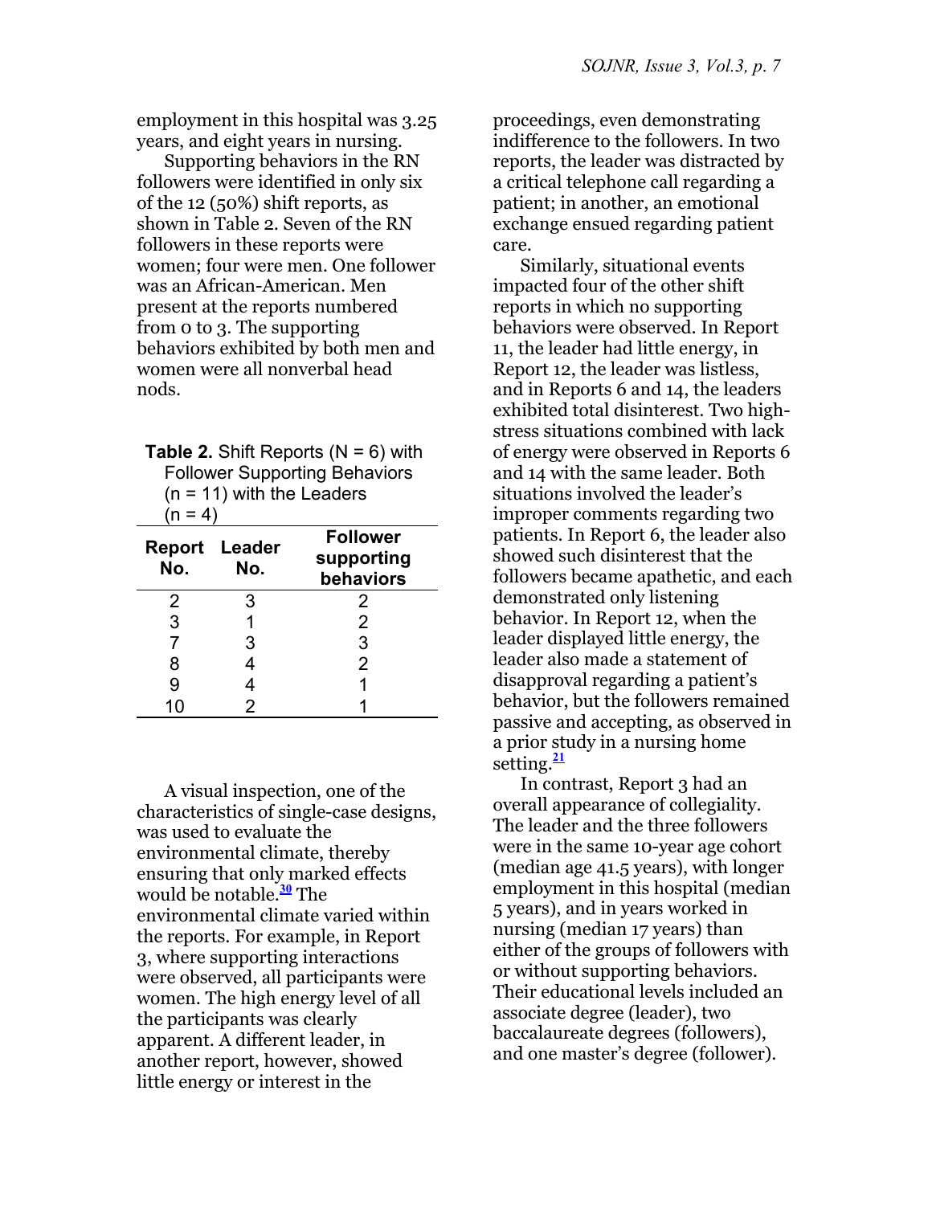employment in this hospital was 3.25 years, and eight years in nursing.

Supporting behaviors in the RN followers were identified in only six of the 12 (50%) shift reports, as shown in Table 2. Seven of the RN followers in these reports were women; four were men. One follower was an African-American. Men present at the reports numbered from 0 to 3. The supporting behaviors exhibited by both men and women were all nonverbal head nods.

**Table 2.** Shift Reports (N = 6) with Follower Supporting Behaviors (n = 11) with the Leaders (n = 4)

| Report No. | Leader No. | Follower supporting behaviors |
|---|---|---|
| 2 | 3 | 2 |
| 3 | 1 | 2 |
| 7 | 3 | 3 |
| 8 | 4 | 2 |
| 9 | 4 | 1 |
| 10 | 2 | 1 |

A visual inspection, one of the characteristics of single-case designs, was used to evaluate the environmental climate, thereby ensuring that only marked effects would be notable.[30] The environmental climate varied within the reports. For example, in Report 3, where supporting interactions were observed, all participants were women. The high energy level of all the participants was clearly apparent. A different leader, in another report, however, showed little energy or interest in the proceedings, even demonstrating indifference to the followers. In two reports, the leader was distracted by a critical telephone call regarding a patient; in another, an emotional exchange ensued regarding patient care.

Similarly, situational events impacted four of the other shift reports in which no supporting behaviors were observed. In Report 11, the leader had little energy, in Report 12, the leader was listless, and in Reports 6 and 14, the leaders exhibited total disinterest. Two high-stress situations combined with lack of energy were observed in Reports 6 and 14 with the same leader. Both situations involved the leader's improper comments regarding two patients. In Report 6, the leader also showed such disinterest that the followers became apathetic, and each demonstrated only listening behavior. In Report 12, when the leader displayed little energy, the leader also made a statement of disapproval regarding a patient's behavior, but the followers remained passive and accepting, as observed in a prior study in a nursing home setting.[21]

In contrast, Report 3 had an overall appearance of collegiality. The leader and the three followers were in the same 10-year age cohort (median age 41.5 years), with longer employment in this hospital (median 5 years), and in years worked in nursing (median 17 years) than either of the groups of followers with or without supporting behaviors. Their educational levels included an associate degree (leader), two baccalaureate degrees (followers), and one master's degree (follower).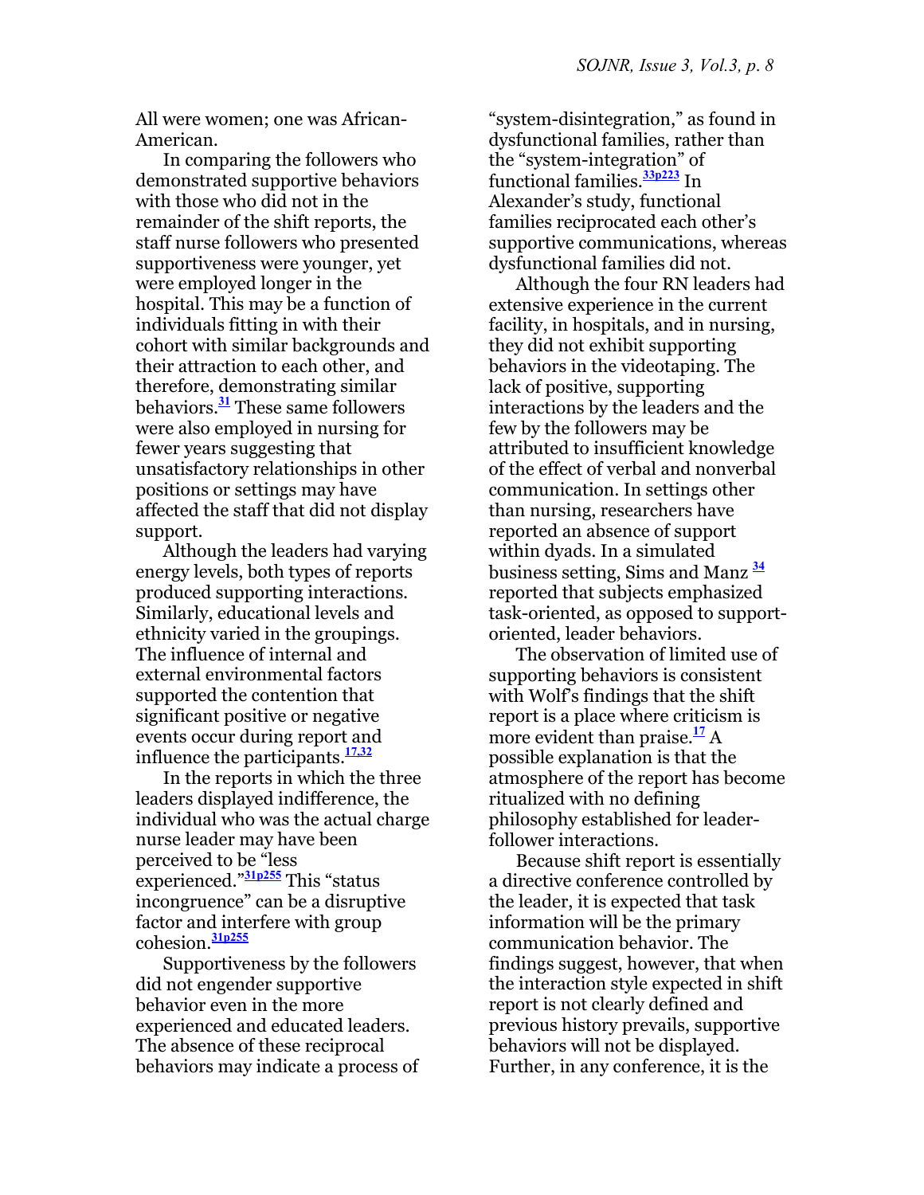All were women; one was African-American.

In comparing the followers who demonstrated supportive behaviors with those who did not in the remainder of the shift reports, the staff nurse followers who presented supportiveness were younger, yet were employed longer in the hospital. This may be a function of individuals fitting in with their cohort with similar backgrounds and their attraction to each other, and therefore, demonstrating similar behaviors.[31] These same followers were also employed in nursing for fewer years suggesting that unsatisfactory relationships in other positions or settings may have affected the staff that did not display support.

Although the leaders had varying energy levels, both types of reports produced supporting interactions. Similarly, educational levels and ethnicity varied in the groupings. The influence of internal and external environmental factors supported the contention that significant positive or negative events occur during report and influence the participants.[17,32]

In the reports in which the three leaders displayed indifference, the individual who was the actual charge nurse leader may have been perceived to be "less experienced."[31p255] This "status incongruence" can be a disruptive factor and interfere with group cohesion.[31p255]

Supportiveness by the followers did not engender supportive behavior even in the more experienced and educated leaders. The absence of these reciprocal behaviors may indicate a process of "system-disintegration," as found in dysfunctional families, rather than the "system-integration" of functional families.[33p223] In Alexander's study, functional families reciprocated each other's supportive communications, whereas dysfunctional families did not.

Although the four RN leaders had extensive experience in the current facility, in hospitals, and in nursing, they did not exhibit supporting behaviors in the videotaping. The lack of positive, supporting interactions by the leaders and the few by the followers may be attributed to insufficient knowledge of the effect of verbal and nonverbal communication. In settings other than nursing, researchers have reported an absence of support within dyads. In a simulated business setting, Sims and Manz [34] reported that subjects emphasized task-oriented, as opposed to support-oriented, leader behaviors.

The observation of limited use of supporting behaviors is consistent with Wolf's findings that the shift report is a place where criticism is more evident than praise.[17] A possible explanation is that the atmosphere of the report has become ritualized with no defining philosophy established for leader-follower interactions.

Because shift report is essentially a directive conference controlled by the leader, it is expected that task information will be the primary communication behavior. The findings suggest, however, that when the interaction style expected in shift report is not clearly defined and previous history prevails, supportive behaviors will not be displayed. Further, in any conference, it is the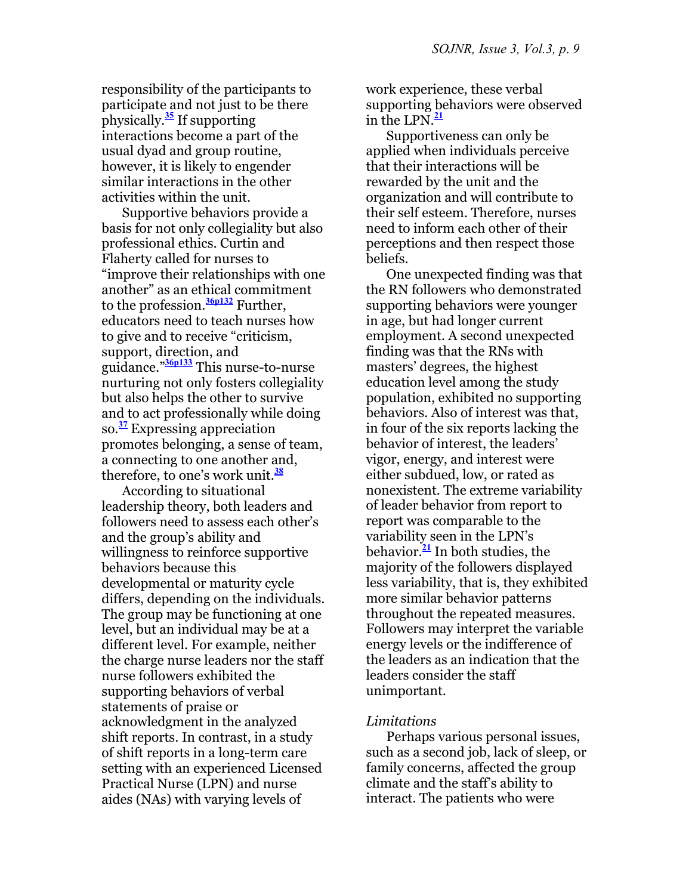responsibility of the participants to participate and not just to be there physically.[35] If supporting interactions become a part of the usual dyad and group routine, however, it is likely to engender similar interactions in the other activities within the unit.

Supportive behaviors provide a basis for not only collegiality but also professional ethics. Curtin and Flaherty called for nurses to "improve their relationships with one another" as an ethical commitment to the profession.[36p132] Further, educators need to teach nurses how to give and to receive "criticism, support, direction, and guidance."[36p133] This nurse-to-nurse nurturing not only fosters collegiality but also helps the other to survive and to act professionally while doing so.[37] Expressing appreciation promotes belonging, a sense of team, a connecting to one another and, therefore, to one's work unit.[38]

According to situational leadership theory, both leaders and followers need to assess each other's and the group's ability and willingness to reinforce supportive behaviors because this developmental or maturity cycle differs, depending on the individuals. The group may be functioning at one level, but an individual may be at a different level. For example, neither the charge nurse leaders nor the staff nurse followers exhibited the supporting behaviors of verbal statements of praise or acknowledgment in the analyzed shift reports. In contrast, in a study of shift reports in a long-term care setting with an experienced Licensed Practical Nurse (LPN) and nurse aides (NAs) with varying levels of work experience, these verbal supporting behaviors were observed in the LPN.[21]

Supportiveness can only be applied when individuals perceive that their interactions will be rewarded by the unit and the organization and will contribute to their self esteem. Therefore, nurses need to inform each other of their perceptions and then respect those beliefs.

One unexpected finding was that the RN followers who demonstrated supporting behaviors were younger in age, but had longer current employment. A second unexpected finding was that the RNs with masters' degrees, the highest education level among the study population, exhibited no supporting behaviors. Also of interest was that, in four of the six reports lacking the behavior of interest, the leaders' vigor, energy, and interest were either subdued, low, or rated as nonexistent. The extreme variability of leader behavior from report to report was comparable to the variability seen in the LPN's behavior.[21] In both studies, the majority of the followers displayed less variability, that is, they exhibited more similar behavior patterns throughout the repeated measures. Followers may interpret the variable energy levels or the indifference of the leaders as an indication that the leaders consider the staff unimportant.

*Limitations*

Perhaps various personal issues, such as a second job, lack of sleep, or family concerns, affected the group climate and the staff's ability to interact. The patients who were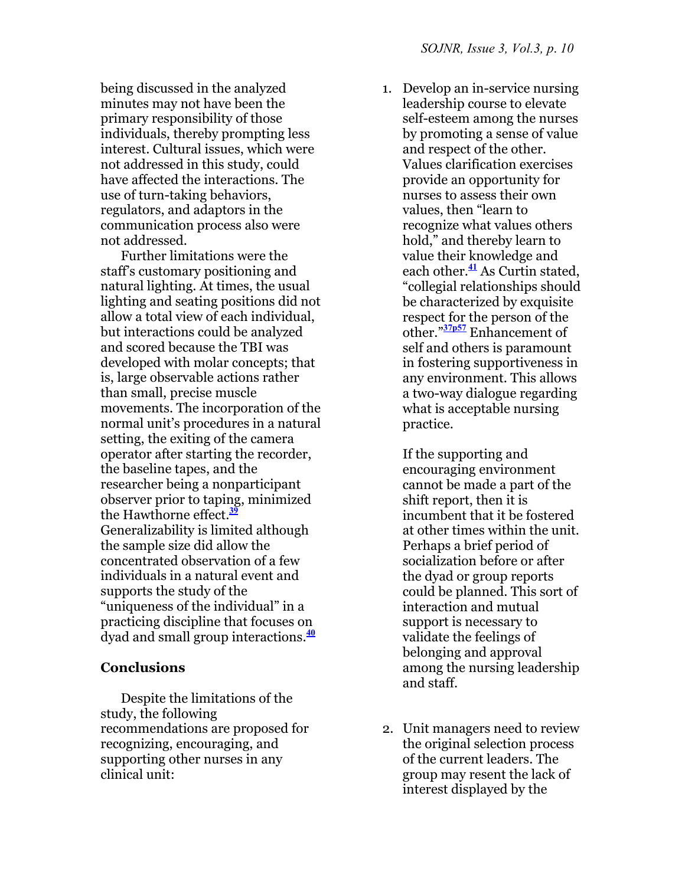being discussed in the analyzed minutes may not have been the primary responsibility of those individuals, thereby prompting less interest. Cultural issues, which were not addressed in this study, could have affected the interactions. The use of turn-taking behaviors, regulators, and adaptors in the communication process also were not addressed.

Further limitations were the staff's customary positioning and natural lighting. At times, the usual lighting and seating positions did not allow a total view of each individual, but interactions could be analyzed and scored because the TBI was developed with molar concepts; that is, large observable actions rather than small, precise muscle movements. The incorporation of the normal unit's procedures in a natural setting, the exiting of the camera operator after starting the recorder, the baseline tapes, and the researcher being a nonparticipant observer prior to taping, minimized the Hawthorne effect.[39] Generalizability is limited although the sample size did allow the concentrated observation of a few individuals in a natural event and supports the study of the "uniqueness of the individual" in a practicing discipline that focuses on dyad and small group interactions.[40]

## Conclusions

Despite the limitations of the study, the following recommendations are proposed for recognizing, encouraging, and supporting other nurses in any clinical unit:

1. Develop an in-service nursing leadership course to elevate self-esteem among the nurses by promoting a sense of value and respect of the other. Values clarification exercises provide an opportunity for nurses to assess their own values, then "learn to recognize what values others hold," and thereby learn to value their knowledge and each other.[41] As Curtin stated, "collegial relationships should be characterized by exquisite respect for the person of the other."[37p57] Enhancement of self and others is paramount in fostering supportiveness in any environment. This allows a two-way dialogue regarding what is acceptable nursing practice.

   If the supporting and encouraging environment cannot be made a part of the shift report, then it is incumbent that it be fostered at other times within the unit. Perhaps a brief period of socialization before or after the dyad or group reports could be planned. This sort of interaction and mutual support is necessary to validate the feelings of belonging and approval among the nursing leadership and staff.

2. Unit managers need to review the original selection process of the current leaders. The group may resent the lack of interest displayed by the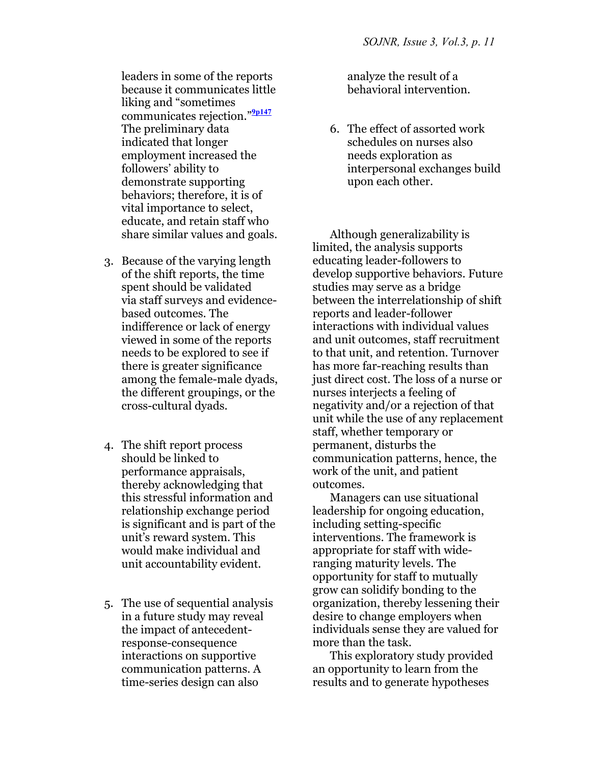leaders in some of the reports because it communicates little liking and "sometimes communicates rejection."[9p147] The preliminary data indicated that longer employment increased the followers' ability to demonstrate supporting behaviors; therefore, it is of vital importance to select, educate, and retain staff who share similar values and goals.

3. Because of the varying length of the shift reports, the time spent should be validated via staff surveys and evidence-based outcomes. The indifference or lack of energy viewed in some of the reports needs to be explored to see if there is greater significance among the female-male dyads, the different groupings, or the cross-cultural dyads.

4. The shift report process should be linked to performance appraisals, thereby acknowledging that this stressful information and relationship exchange period is significant and is part of the unit's reward system. This would make individual and unit accountability evident.

5. The use of sequential analysis in a future study may reveal the impact of antecedent-response-consequence interactions on supportive communication patterns. A time-series design can also analyze the result of a behavioral intervention.

6. The effect of assorted work schedules on nurses also needs exploration as interpersonal exchanges build upon each other.

Although generalizability is limited, the analysis supports educating leader-followers to develop supportive behaviors. Future studies may serve as a bridge between the interrelationship of shift reports and leader-follower interactions with individual values and unit outcomes, staff recruitment to that unit, and retention. Turnover has more far-reaching results than just direct cost. The loss of a nurse or nurses interjects a feeling of negativity and/or a rejection of that unit while the use of any replacement staff, whether temporary or permanent, disturbs the communication patterns, hence, the work of the unit, and patient outcomes.

Managers can use situational leadership for ongoing education, including setting-specific interventions. The framework is appropriate for staff with wide-ranging maturity levels. The opportunity for staff to mutually grow can solidify bonding to the organization, thereby lessening their desire to change employers when individuals sense they are valued for more than the task.

This exploratory study provided an opportunity to learn from the results and to generate hypotheses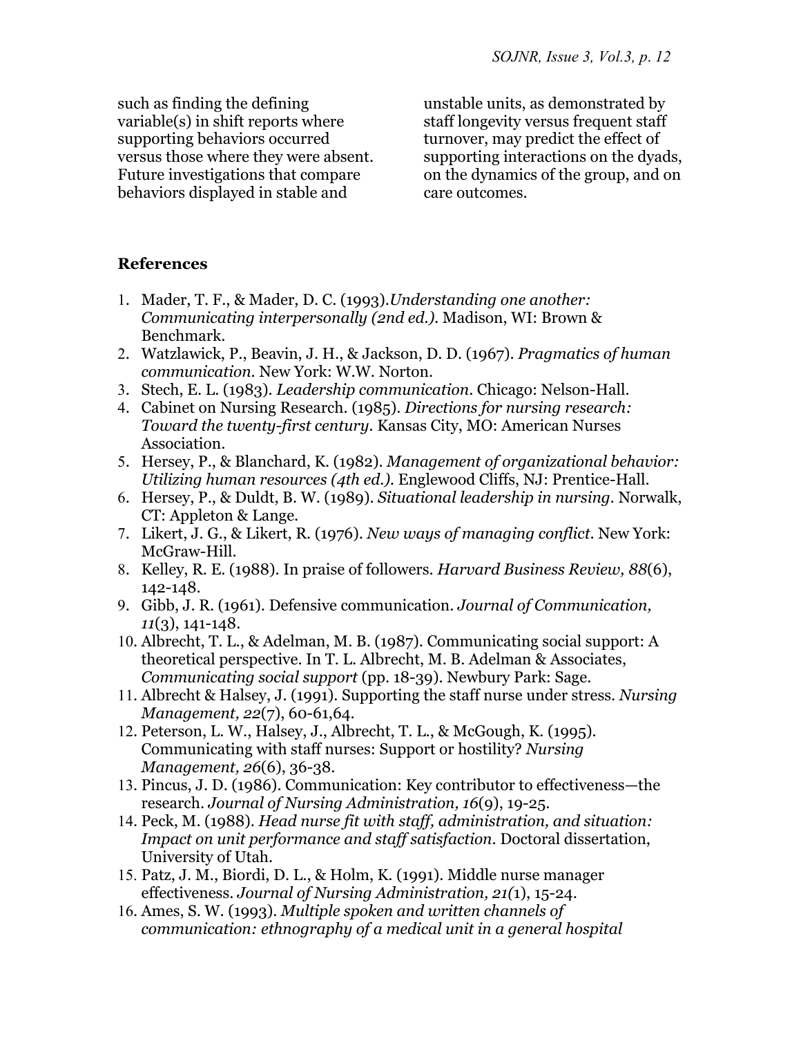such as finding the defining variable(s) in shift reports where supporting behaviors occurred versus those where they were absent. Future investigations that compare behaviors displayed in stable and unstable units, as demonstrated by staff longevity versus frequent staff turnover, may predict the effect of supporting interactions on the dyads, on the dynamics of the group, and on care outcomes.

### References

1. Mader, T. F., & Mader, D. C. (1993).*Understanding one another: Communicating interpersonally (2nd ed.)*. Madison, WI: Brown & Benchmark.
2. Watzlawick, P., Beavin, J. H., & Jackson, D. D. (1967). *Pragmatics of human communication*. New York: W.W. Norton.
3. Stech, E. L. (1983). *Leadership communication*. Chicago: Nelson-Hall.
4. Cabinet on Nursing Research. (1985). *Directions for nursing research: Toward the twenty-first century*. Kansas City, MO: American Nurses Association.
5. Hersey, P., & Blanchard, K. (1982). *Management of organizational behavior: Utilizing human resources (4th ed.)*. Englewood Cliffs, NJ: Prentice-Hall.
6. Hersey, P., & Duldt, B. W. (1989). *Situational leadership in nursing*. Norwalk, CT: Appleton & Lange.
7. Likert, J. G., & Likert, R. (1976). *New ways of managing conflict*. New York: McGraw-Hill.
8. Kelley, R. E. (1988). In praise of followers. *Harvard Business Review, 88*(6), 142-148.
9. Gibb, J. R. (1961). Defensive communication. *Journal of Communication, 11*(3), 141-148.
10. Albrecht, T. L., & Adelman, M. B. (1987). Communicating social support: A theoretical perspective. In T. L. Albrecht, M. B. Adelman & Associates, *Communicating social support* (pp. 18-39). Newbury Park: Sage.
11. Albrecht & Halsey, J. (1991). Supporting the staff nurse under stress. *Nursing Management, 22*(7), 60-61,64.
12. Peterson, L. W., Halsey, J., Albrecht, T. L., & McGough, K. (1995). Communicating with staff nurses: Support or hostility? *Nursing Management, 26*(6), 36-38.
13. Pincus, J. D. (1986). Communication: Key contributor to effectiveness—the research. *Journal of Nursing Administration, 16*(9), 19-25.
14. Peck, M. (1988). *Head nurse fit with staff, administration, and situation: Impact on unit performance and staff satisfaction*. Doctoral dissertation, University of Utah.
15. Patz, J. M., Biordi, D. L., & Holm, K. (1991). Middle nurse manager effectiveness. *Journal of Nursing Administration, 21(*1), 15-24.
16. Ames, S. W. (1993). *Multiple spoken and written channels of communication: ethnography of a medical unit in a general hospital*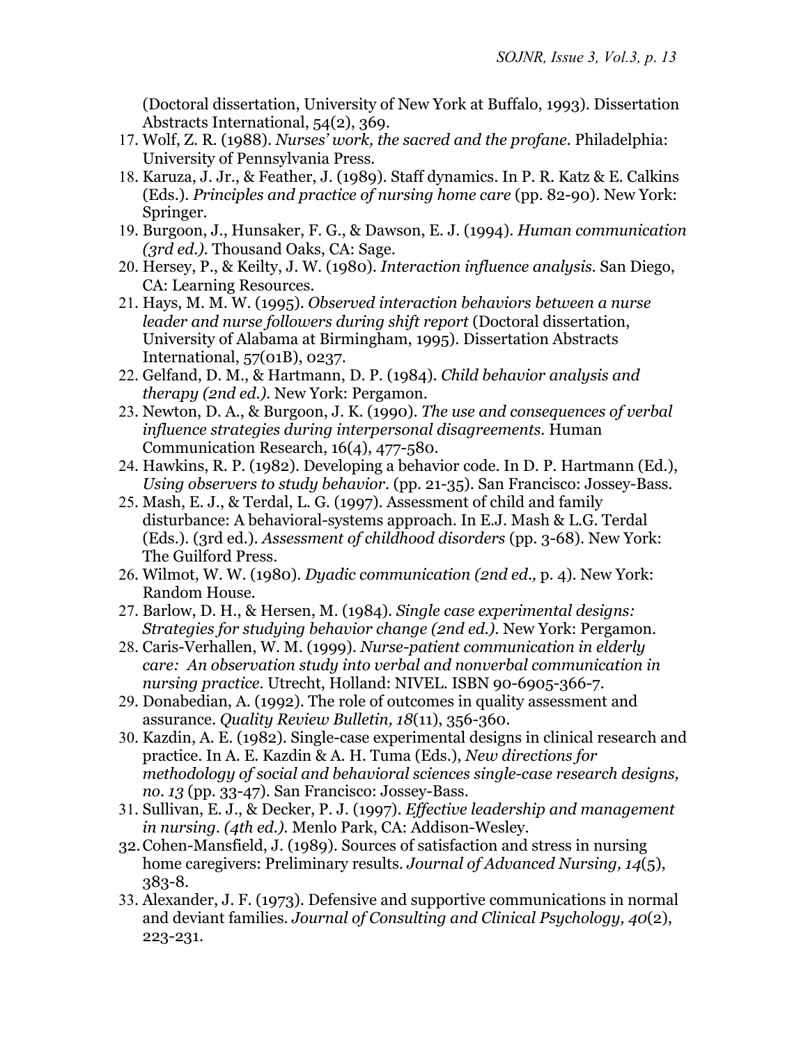(Doctoral dissertation, University of New York at Buffalo, 1993). Dissertation Abstracts International, 54(2), 369.

17. Wolf, Z. R. (1988). *Nurses' work, the sacred and the profane*. Philadelphia: University of Pennsylvania Press.
18. Karuza, J. Jr., & Feather, J. (1989). Staff dynamics. In P. R. Katz & E. Calkins (Eds.). *Principles and practice of nursing home care* (pp. 82-90). New York: Springer.
19. Burgoon, J., Hunsaker, F. G., & Dawson, E. J. (1994). *Human communication (3rd ed.)*. Thousand Oaks, CA: Sage.
20. Hersey, P., & Keilty, J. W. (1980). *Interaction influence analysis*. San Diego, CA: Learning Resources.
21. Hays, M. M. W. (1995). *Observed interaction behaviors between a nurse leader and nurse followers during shift report* (Doctoral dissertation, University of Alabama at Birmingham, 1995). Dissertation Abstracts International, 57(01B), 0237.
22. Gelfand, D. M., & Hartmann, D. P. (1984). *Child behavior analysis and therapy (2nd ed.)*. New York: Pergamon.
23. Newton, D. A., & Burgoon, J. K. (1990). *The use and consequences of verbal influence strategies during interpersonal disagreements*. Human Communication Research, 16(4), 477-580.
24. Hawkins, R. P. (1982). Developing a behavior code. In D. P. Hartmann (Ed.), *Using observers to study behavior*. (pp. 21-35). San Francisco: Jossey-Bass.
25. Mash, E. J., & Terdal, L. G. (1997). Assessment of child and family disturbance: A behavioral-systems approach. In E.J. Mash & L.G. Terdal (Eds.). (3rd ed.). *Assessment of childhood disorders* (pp. 3-68). New York: The Guilford Press.
26. Wilmot, W. W. (1980). *Dyadic communication (2nd ed.,* p. 4). New York: Random House.
27. Barlow, D. H., & Hersen, M. (1984). *Single case experimental designs: Strategies for studying behavior change (2nd ed.)*. New York: Pergamon.
28. Caris-Verhallen, W. M. (1999). *Nurse-patient communication in elderly care: An observation study into verbal and nonverbal communication in nursing practice*. Utrecht, Holland: NIVEL. ISBN 90-6905-366-7.
29. Donabedian, A. (1992). The role of outcomes in quality assessment and assurance. *Quality Review Bulletin, 18*(11), 356-360.
30. Kazdin, A. E. (1982). Single-case experimental designs in clinical research and practice. In A. E. Kazdin & A. H. Tuma (Eds.), *New directions for methodology of social and behavioral sciences single-case research designs, no. 13* (pp. 33-47). San Francisco: Jossey-Bass.
31. Sullivan, E. J., & Decker, P. J. (1997). *Effective leadership and management in nursing. (4th ed.)*. Menlo Park, CA: Addison-Wesley.
32. Cohen-Mansfield, J. (1989). Sources of satisfaction and stress in nursing home caregivers: Preliminary results. *Journal of Advanced Nursing, 14*(5), 383-8.
33. Alexander, J. F. (1973). Defensive and supportive communications in normal and deviant families. *Journal of Consulting and Clinical Psychology, 40*(2), 223-231.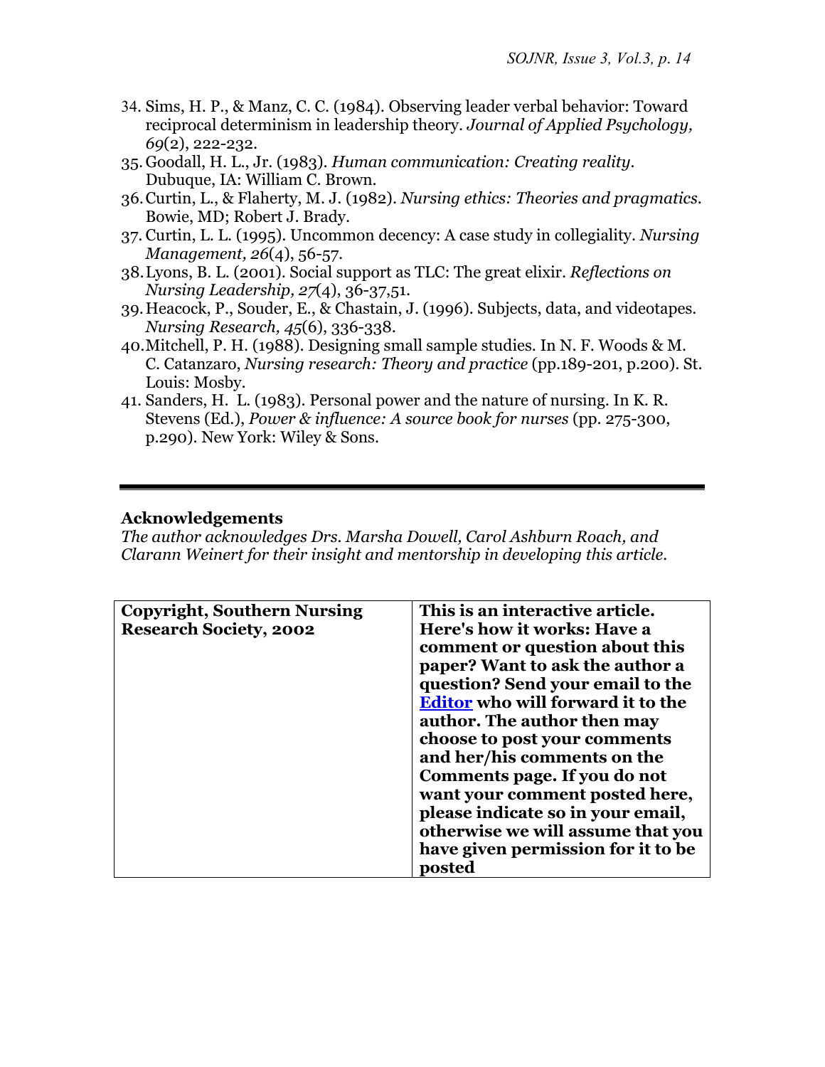34. Sims, H. P., & Manz, C. C. (1984). Observing leader verbal behavior: Toward reciprocal determinism in leadership theory. *Journal of Applied Psychology, 69*(2), 222-232.
35. Goodall, H. L., Jr. (1983). *Human communication: Creating reality*. Dubuque, IA: William C. Brown.
36. Curtin, L., & Flaherty, M. J. (1982). *Nursing ethics: Theories and pragmatics*. Bowie, MD; Robert J. Brady.
37. Curtin, L. L. (1995). Uncommon decency: A case study in collegiality. *Nursing Management, 26*(4), 56-57.
38. Lyons, B. L. (2001). Social support as TLC: The great elixir. *Reflections on Nursing Leadership, 27*(4), 36-37,51.
39. Heacock, P., Souder, E., & Chastain, J. (1996). Subjects, data, and videotapes. *Nursing Research, 45*(6), 336-338.
40. Mitchell, P. H. (1988). Designing small sample studies. In N. F. Woods & M. C. Catanzaro, *Nursing research: Theory and practice* (pp.189-201, p.200). St. Louis: Mosby.
41. Sanders, H. L. (1983). Personal power and the nature of nursing. In K. R. Stevens (Ed.), *Power & influence: A source book for nurses* (pp. 275-300, p.290). New York: Wiley & Sons.

---

**Acknowledgements**

*The author acknowledges Drs. Marsha Dowell, Carol Ashburn Roach, and Clarann Weinert for their insight and mentorship in developing this article.*

| | |
|---|---|
| **Copyright, Southern Nursing Research Society, 2002** | **This is an interactive article. Here's how it works: Have a comment or question about this paper? Want to ask the author a question? Send your email to the Editor who will forward it to the author. The author then may choose to post your comments and her/his comments on the Comments page. If you do not want your comment posted here, please indicate so in your email, otherwise we will assume that you have given permission for it to be posted** |